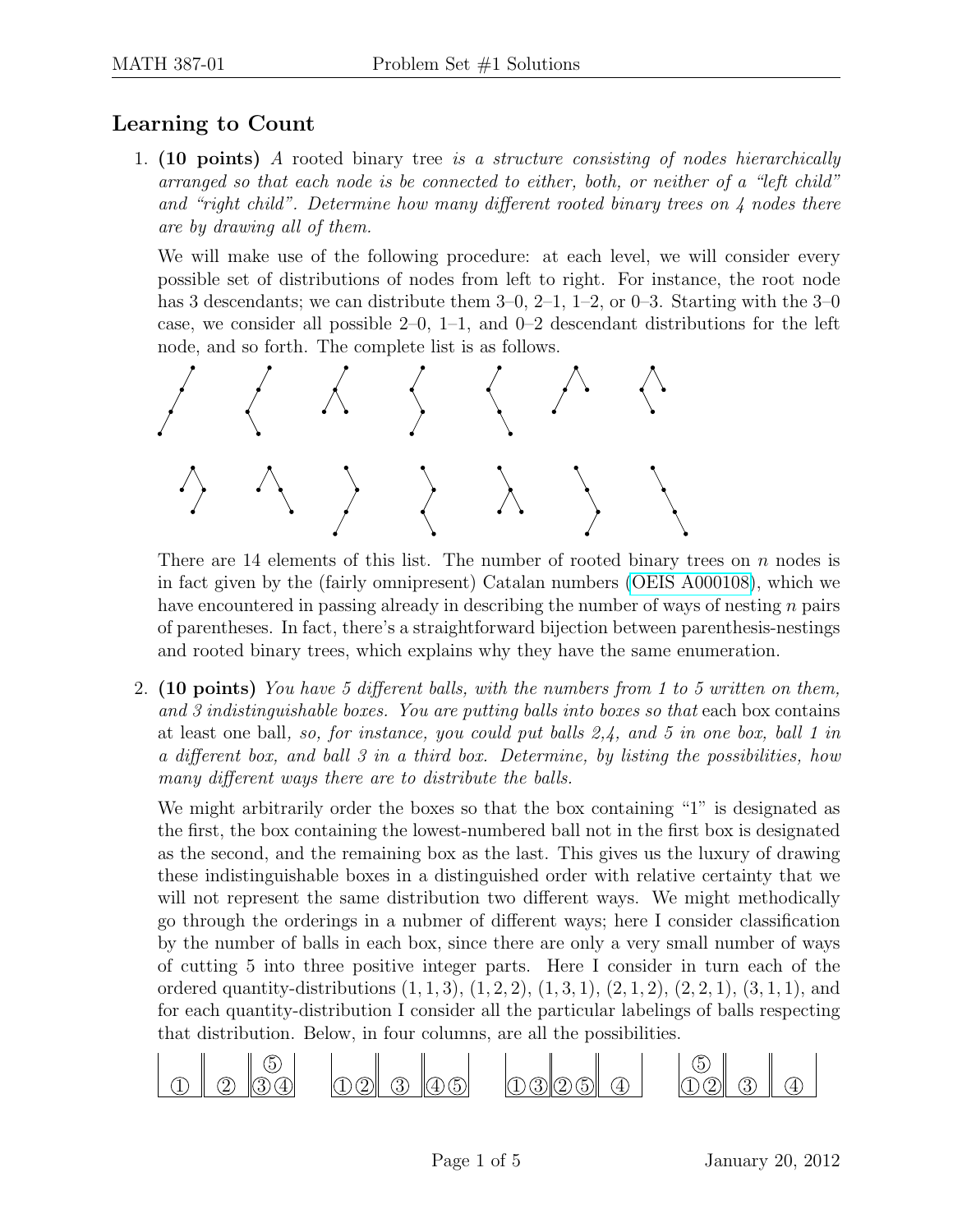## Learning to Count

1. **(10 points)** *A* rooted binary tree *is a structure consisting of nodes hierarchically arranged so that each node is be connected to either, both, or neither of a "left child" and "right child". Determine how many different rooted binary trees on 4 nodes there are by drawing all of them.*

   We will make use of the following procedure: at each level, we will consider every possible set of distributions of nodes from left to right. For instance, the root node has 3 descendants; we can distribute them 3–0, 2–1, 1–2, or 0–3. Starting with the 3–0 case, we consider all possible 2–0, 1–1, and 0–2 descendant distributions for the left node, and so forth. The complete list is as follows.

   There are 14 elements of this list. The number of rooted binary trees on $n$ nodes is in fact given by the (fairly omnipresent) Catalan numbers (OEIS A000108), which we have encountered in passing already in describing the number of ways of nesting $n$ pairs of parentheses. In fact, there's a straightforward bijection between parenthesis-nestings and rooted binary trees, which explains why they have the same enumeration.

2. **(10 points)** *You have 5 different balls, with the numbers from 1 to 5 written on them, and 3 indistinguishable boxes. You are putting balls into boxes so that* each box contains at least one ball*, so, for instance, you could put balls 2,4, and 5 in one box, ball 1 in a different box, and ball 3 in a third box. Determine, by listing the possibilities, how many different ways there are to distribute the balls.*

   We might arbitrarily order the boxes so that the box containing "1" is designated as the first, the box containing the lowest-numbered ball not in the first box is designated as the second, and the remaining box as the last. This gives us the luxury of drawing these indistinguishable boxes in a distinguished order with relative certainty that we will not represent the same distribution two different ways. We might methodically go through the orderings in a nubmer of different ways; here I consider classification by the number of balls in each box, since there are only a very small number of ways of cutting 5 into three positive integer parts. Here I consider in turn each of the ordered quantity-distributions $(1, 1, 3)$, $(1, 2, 2)$, $(1, 3, 1)$, $(2, 1, 2)$, $(2, 2, 1)$, $(3, 1, 1)$, and for each quantity-distribution I consider all the particular labelings of balls respecting that distribution. Below, in four columns, are all the possibilities.

   | ① | ② | ③④⑤ |   | ①② | ③ | ④⑤ |   | ①③ | ②⑤ | ④ |   | ①②⑤ | ③ | ④ |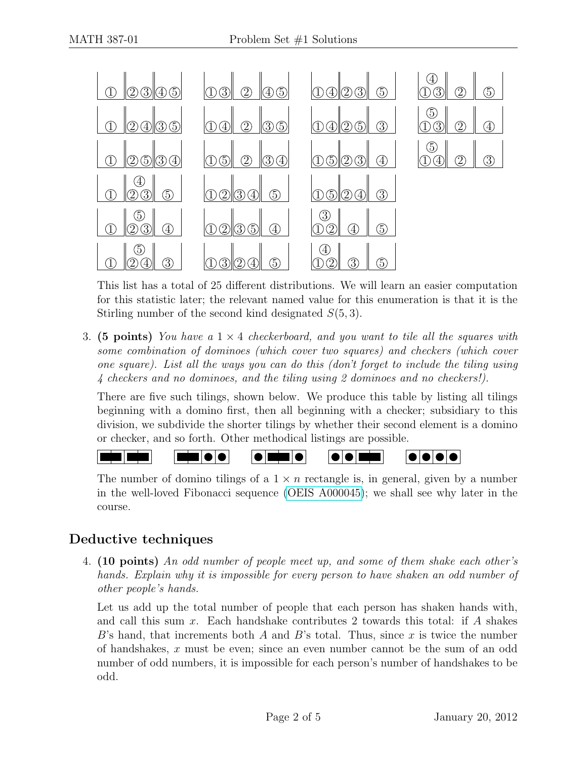| | | | |
|---|---|---|---|
| ① \| ②③ \| ④⑤ | ①③ \| ② \| ④⑤ | ①④ \| ②③ \| ⑤ | ①③④ \| ② \| ⑤ |
| ① \| ②④ \| ③⑤ | ①④ \| ② \| ③⑤ | ①④ \| ②⑤ \| ③ | ①③⑤ \| ② \| ④ |
| ① \| ②⑤ \| ③④ | ①⑤ \| ② \| ③④ | ①⑤ \| ②③ \| ④ | ①④⑤ \| ② \| ③ |
| ① \| ②③④ \| ⑤ | ①② \| ③④ \| ⑤ | ①⑤ \| ②④ \| ③ | |
| ① \| ②③⑤ \| ④ | ①② \| ③⑤ \| ④ | ①②③ \| ④ \| ⑤ | |
| ① \| ②④⑤ \| ③ | ①③ \| ②④ \| ⑤ | ①②④ \| ③ \| ⑤ | |

This list has a total of 25 different distributions. We will learn an easier computation for this statistic later; the relevant named value for this enumeration is that it is the Stirling number of the second kind designated $S(5, 3)$.

3. **(5 points)** *You have a $1 \times 4$ checkerboard, and you want to tile all the squares with some combination of dominoes (which cover two squares) and checkers (which cover one square). List all the ways you can do this (don't forget to include the tiling using 4 checkers and no dominoes, and the tiling using 2 dominoes and no checkers!).*

   There are five such tilings, shown below. We produce this table by listing all tilings beginning with a domino first, then all beginning with a checker; subsidiary to this division, we subdivide the shorter tilings by whether their second element is a domino or checker, and so forth. Other methodical listings are possible.

   | | | | | |
   |---|---|---|---|---|
   | ▬ ▬ | ▬ ● ● | ● ▬ ● | ● ● ▬ | ● ● ● ● |

   The number of domino tilings of a $1 \times n$ rectangle is, in general, given by a number in the well-loved Fibonacci sequence (OEIS A000045); we shall see why later in the course.

## Deductive techniques

4. **(10 points)** *An odd number of people meet up, and some of them shake each other's hands. Explain why it is impossible for every person to have shaken an odd number of other people's hands.*

   Let us add up the total number of people that each person has shaken hands with, and call this sum $x$. Each handshake contributes 2 towards this total: if $A$ shakes $B$'s hand, that increments both $A$ and $B$'s total. Thus, since $x$ is twice the number of handshakes, $x$ must be even; since an even number cannot be the sum of an odd number of odd numbers, it is impossible for each person's number of handshakes to be odd.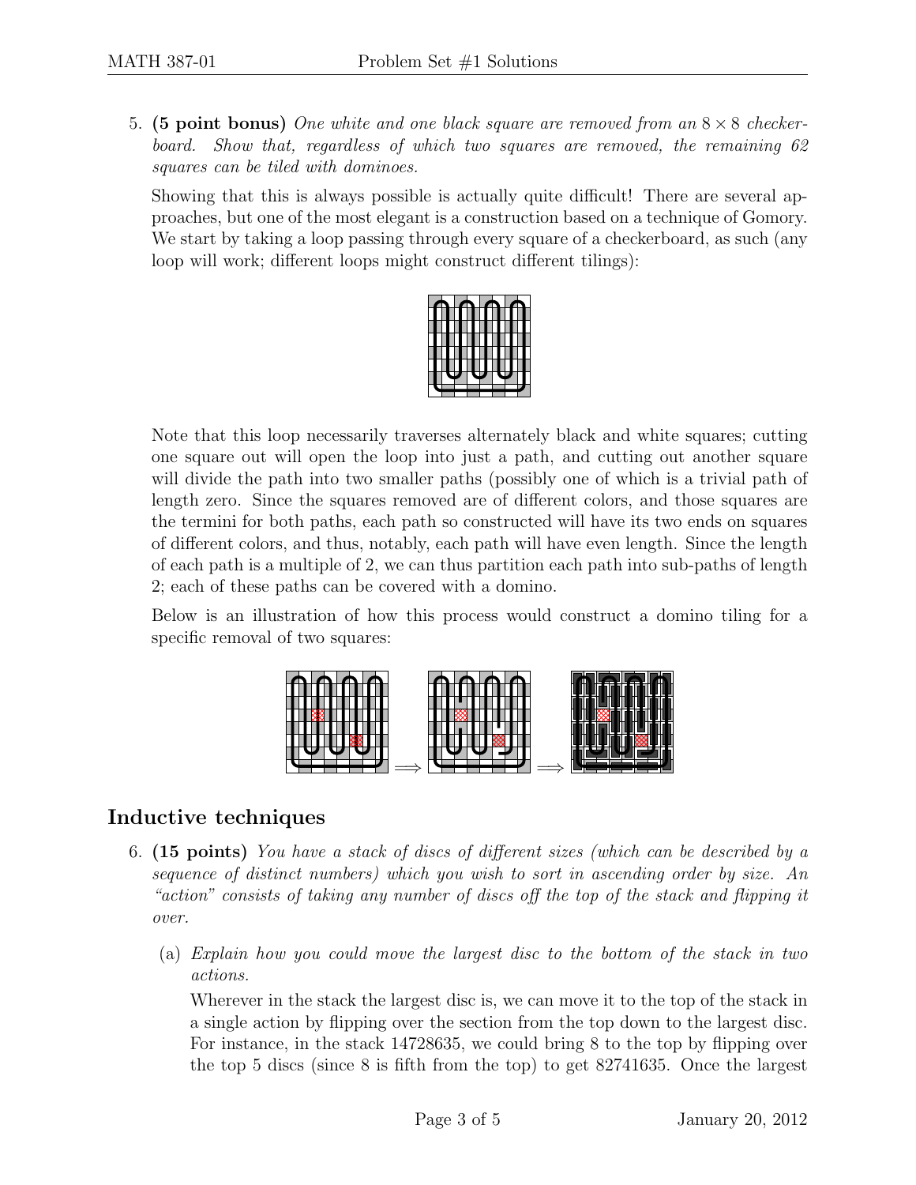5. **(5 point bonus)** *One white and one black square are removed from an $8 \times 8$ checkerboard. Show that, regardless of which two squares are removed, the remaining 62 squares can be tiled with dominoes.*

   Showing that this is always possible is actually quite difficult! There are several approaches, but one of the most elegant is a construction based on a technique of Gomory. We start by taking a loop passing through every square of a checkerboard, as such (any loop will work; different loops might construct different tilings):

   Note that this loop necessarily traverses alternately black and white squares; cutting one square out will open the loop into just a path, and cutting out another square will divide the path into two smaller paths (possibly one of which is a trivial path of length zero. Since the squares removed are of different colors, and those squares are the termini for both paths, each path so constructed will have its two ends on squares of different colors, and thus, notably, each path will have even length. Since the length of each path is a multiple of 2, we can thus partition each path into sub-paths of length 2; each of these paths can be covered with a domino.

   Below is an illustration of how this process would construct a domino tiling for a specific removal of two squares:

## Inductive techniques

6. **(15 points)** *You have a stack of discs of different sizes (which can be described by a sequence of distinct numbers) which you wish to sort in ascending order by size. An "action" consists of taking any number of discs off the top of the stack and flipping it over.*

   (a) *Explain how you could move the largest disc to the bottom of the stack in two actions.*

   Wherever in the stack the largest disc is, we can move it to the top of the stack in a single action by flipping over the section from the top down to the largest disc. For instance, in the stack 14728635, we could bring 8 to the top by flipping over the top 5 discs (since 8 is fifth from the top) to get 82741635. Once the largest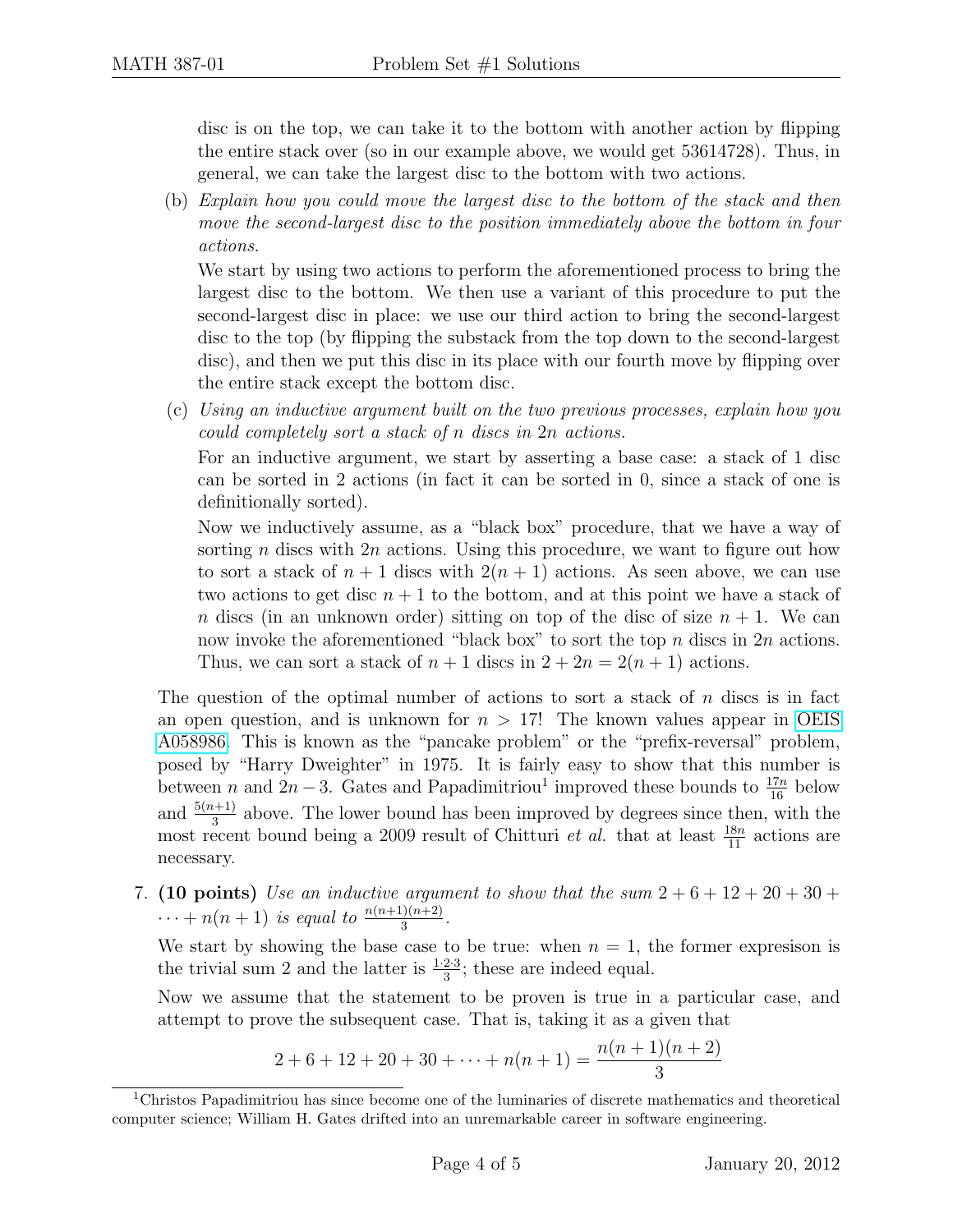disc is on the top, we can take it to the bottom with another action by flipping the entire stack over (so in our example above, we would get 53614728). Thus, in general, we can take the largest disc to the bottom with two actions.

(b) *Explain how you could move the largest disc to the bottom of the stack and then move the second-largest disc to the position immediately above the bottom in four actions.*

We start by using two actions to perform the aforementioned process to bring the largest disc to the bottom. We then use a variant of this procedure to put the second-largest disc in place: we use our third action to bring the second-largest disc to the top (by flipping the substack from the top down to the second-largest disc), and then we put this disc in its place with our fourth move by flipping over the entire stack except the bottom disc.

(c) *Using an inductive argument built on the two previous processes, explain how you could completely sort a stack of $n$ discs in $2n$ actions.*

For an inductive argument, we start by asserting a base case: a stack of 1 disc can be sorted in 2 actions (in fact it can be sorted in 0, since a stack of one is definitionally sorted).

Now we inductively assume, as a "black box" procedure, that we have a way of sorting $n$ discs with $2n$ actions. Using this procedure, we want to figure out how to sort a stack of $n+1$ discs with $2(n+1)$ actions. As seen above, we can use two actions to get disc $n+1$ to the bottom, and at this point we have a stack of $n$ discs (in an unknown order) sitting on top of the disc of size $n+1$. We can now invoke the aforementioned "black box" to sort the top $n$ discs in $2n$ actions. Thus, we can sort a stack of $n+1$ discs in $2+2n = 2(n+1)$ actions.

The question of the optimal number of actions to sort a stack of $n$ discs is in fact an open question, and is unknown for $n > 17$! The known values appear in OEIS A058986. This is known as the "pancake problem" or the "prefix-reversal" problem, posed by "Harry Dweighter" in 1975. It is fairly easy to show that this number is between $n$ and $2n-3$. Gates and Papadimitriou[1] improved these bounds to $\frac{17n}{16}$ below and $\frac{5(n+1)}{3}$ above. The lower bound has been improved by degrees since then, with the most recent bound being a 2009 result of Chitturi *et al.* that at least $\frac{18n}{11}$ actions are necessary.

7. **(10 points)** *Use an inductive argument to show that the sum $2+6+12+20+30+\cdots+n(n+1)$ is equal to $\frac{n(n+1)(n+2)}{3}$.*

We start by showing the base case to be true: when $n=1$, the former expresison is the trivial sum 2 and the latter is $\frac{1\cdot 2\cdot 3}{3}$; these are indeed equal.

Now we assume that the statement to be proven is true in a particular case, and attempt to prove the subsequent case. That is, taking it as a given that

$$2+6+12+20+30+\cdots+n(n+1) = \frac{n(n+1)(n+2)}{3}$$

[1] Christos Papadimitriou has since become one of the luminaries of discrete mathematics and theoretical computer science; William H. Gates drifted into an unremarkable career in software engineering.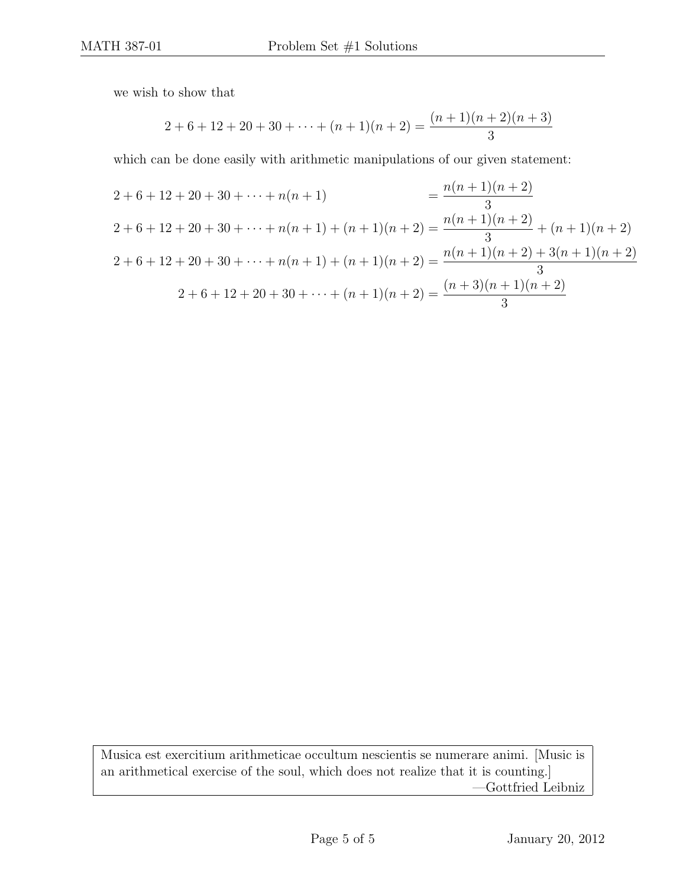we wish to show that

$$2 + 6 + 12 + 20 + 30 + \cdots + (n+1)(n+2) = \frac{(n+1)(n+2)(n+3)}{3}$$

which can be done easily with arithmetic manipulations of our given statement:

$$
\begin{aligned}
2 + 6 + 12 + 20 + 30 + \cdots + n(n+1) &= \frac{n(n+1)(n+2)}{3} \\
2 + 6 + 12 + 20 + 30 + \cdots + n(n+1) + (n+1)(n+2) &= \frac{n(n+1)(n+2)}{3} + (n+1)(n+2) \\
2 + 6 + 12 + 20 + 30 + \cdots + n(n+1) + (n+1)(n+2) &= \frac{n(n+1)(n+2) + 3(n+1)(n+2)}{3} \\
2 + 6 + 12 + 20 + 30 + \cdots + (n+1)(n+2) &= \frac{(n+3)(n+1)(n+2)}{3}
\end{aligned}
$$

> Musica est exercitium arithmeticae occultum nescientis se numerare animi. [Music is an arithmetical exercise of the soul, which does not realize that it is counting.]
>
> —Gottfried Leibniz